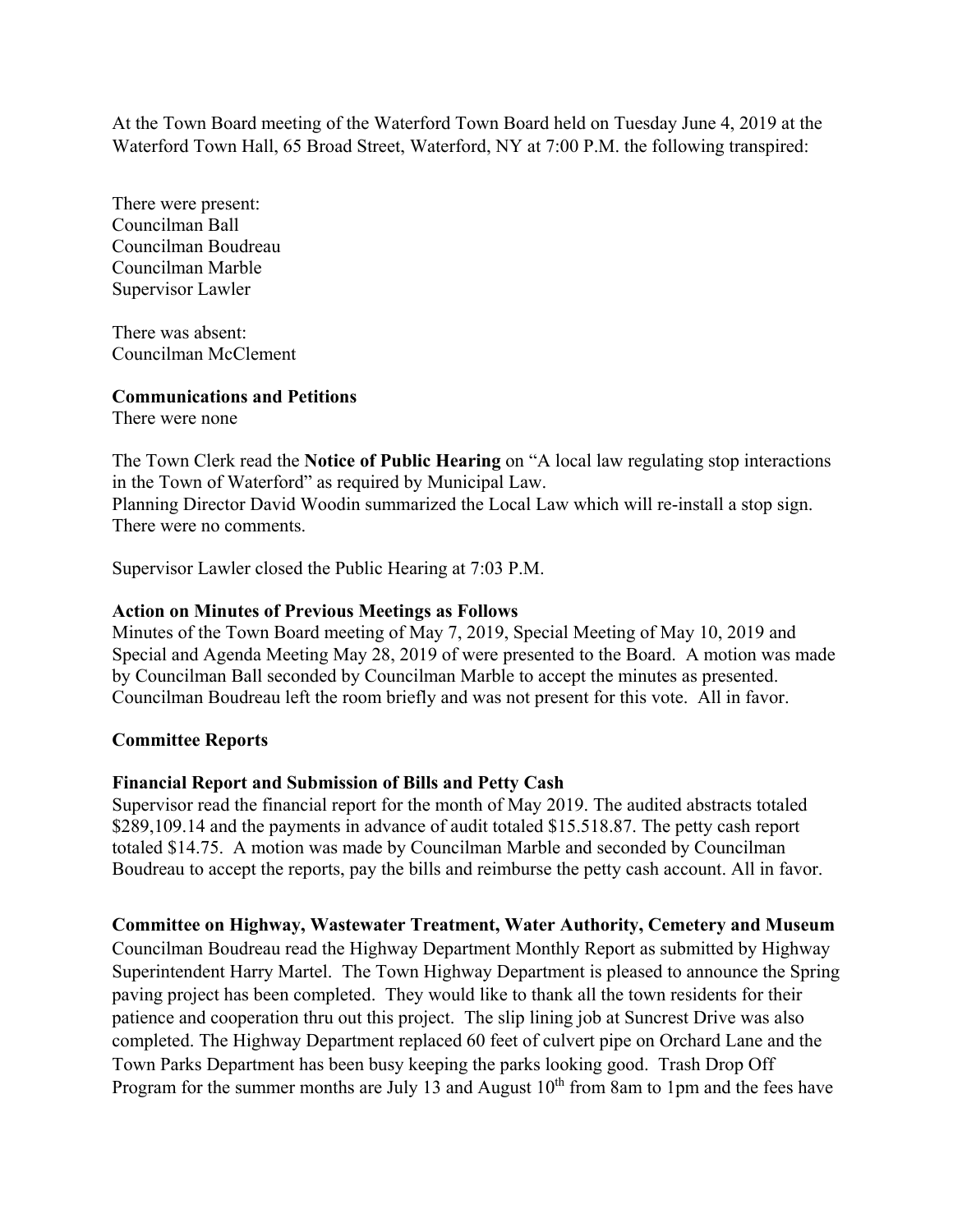At the Town Board meeting of the Waterford Town Board held on Tuesday June 4, 2019 at the Waterford Town Hall, 65 Broad Street, Waterford, NY at 7:00 P.M. the following transpired:

There were present:
Councilman Ball
Councilman Boudreau
Councilman Marble
Supervisor Lawler

There was absent:
Councilman McClement

**Communications and Petitions**
There were none

The Town Clerk read the **Notice of Public Hearing** on "A local law regulating stop interactions in the Town of Waterford" as required by Municipal Law.
Planning Director David Woodin summarized the Local Law which will re-install a stop sign. There were no comments.

Supervisor Lawler closed the Public Hearing at 7:03 P.M.

**Action on Minutes of Previous Meetings as Follows**
Minutes of the Town Board meeting of May 7, 2019, Special Meeting of May 10, 2019 and Special and Agenda Meeting May 28, 2019 of were presented to the Board. A motion was made by Councilman Ball seconded by Councilman Marble to accept the minutes as presented. Councilman Boudreau left the room briefly and was not present for this vote. All in favor.

**Committee Reports**

**Financial Report and Submission of Bills and Petty Cash**
Supervisor read the financial report for the month of May 2019. The audited abstracts totaled $289,109.14 and the payments in advance of audit totaled $15.518.87. The petty cash report totaled $14.75. A motion was made by Councilman Marble and seconded by Councilman Boudreau to accept the reports, pay the bills and reimburse the petty cash account. All in favor.

**Committee on Highway, Wastewater Treatment, Water Authority, Cemetery and Museum**
Councilman Boudreau read the Highway Department Monthly Report as submitted by Highway Superintendent Harry Martel. The Town Highway Department is pleased to announce the Spring paving project has been completed. They would like to thank all the town residents for their patience and cooperation thru out this project. The slip lining job at Suncrest Drive was also completed. The Highway Department replaced 60 feet of culvert pipe on Orchard Lane and the Town Parks Department has been busy keeping the parks looking good. Trash Drop Off Program for the summer months are July 13 and August 10th from 8am to 1pm and the fees have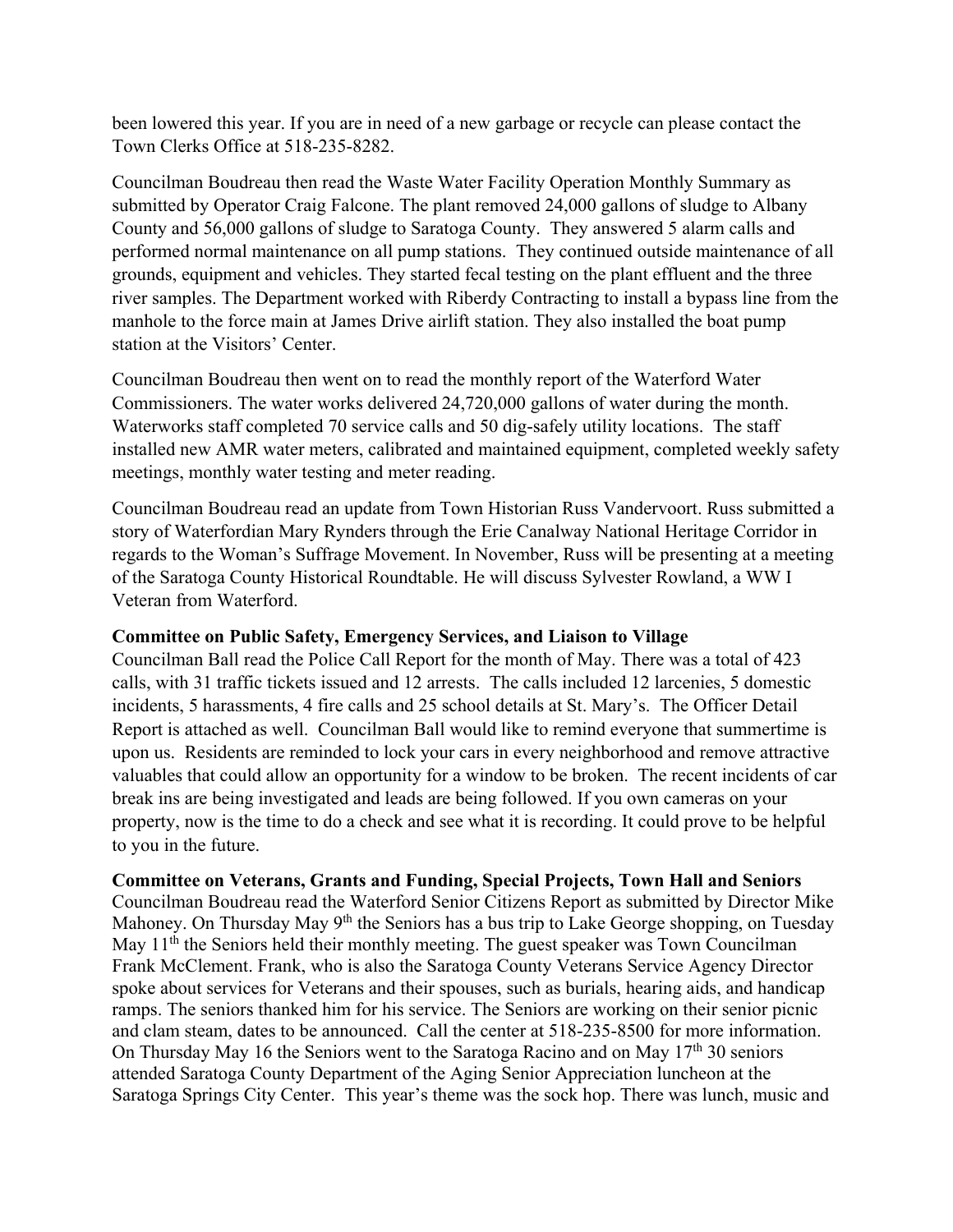been lowered this year. If you are in need of a new garbage or recycle can please contact the Town Clerks Office at 518-235-8282.

Councilman Boudreau then read the Waste Water Facility Operation Monthly Summary as submitted by Operator Craig Falcone. The plant removed 24,000 gallons of sludge to Albany County and 56,000 gallons of sludge to Saratoga County. They answered 5 alarm calls and performed normal maintenance on all pump stations. They continued outside maintenance of all grounds, equipment and vehicles. They started fecal testing on the plant effluent and the three river samples. The Department worked with Riberdy Contracting to install a bypass line from the manhole to the force main at James Drive airlift station. They also installed the boat pump station at the Visitors' Center.

Councilman Boudreau then went on to read the monthly report of the Waterford Water Commissioners. The water works delivered 24,720,000 gallons of water during the month. Waterworks staff completed 70 service calls and 50 dig-safely utility locations. The staff installed new AMR water meters, calibrated and maintained equipment, completed weekly safety meetings, monthly water testing and meter reading.

Councilman Boudreau read an update from Town Historian Russ Vandervoort. Russ submitted a story of Waterfordian Mary Rynders through the Erie Canalway National Heritage Corridor in regards to the Woman's Suffrage Movement. In November, Russ will be presenting at a meeting of the Saratoga County Historical Roundtable. He will discuss Sylvester Rowland, a WW I Veteran from Waterford.

**Committee on Public Safety, Emergency Services, and Liaison to Village**

Councilman Ball read the Police Call Report for the month of May. There was a total of 423 calls, with 31 traffic tickets issued and 12 arrests. The calls included 12 larcenies, 5 domestic incidents, 5 harassments, 4 fire calls and 25 school details at St. Mary's. The Officer Detail Report is attached as well. Councilman Ball would like to remind everyone that summertime is upon us. Residents are reminded to lock your cars in every neighborhood and remove attractive valuables that could allow an opportunity for a window to be broken. The recent incidents of car break ins are being investigated and leads are being followed. If you own cameras on your property, now is the time to do a check and see what it is recording. It could prove to be helpful to you in the future.

**Committee on Veterans, Grants and Funding, Special Projects, Town Hall and Seniors**

Councilman Boudreau read the Waterford Senior Citizens Report as submitted by Director Mike Mahoney. On Thursday May 9th the Seniors has a bus trip to Lake George shopping, on Tuesday May 11th the Seniors held their monthly meeting. The guest speaker was Town Councilman Frank McClement. Frank, who is also the Saratoga County Veterans Service Agency Director spoke about services for Veterans and their spouses, such as burials, hearing aids, and handicap ramps. The seniors thanked him for his service. The Seniors are working on their senior picnic and clam steam, dates to be announced. Call the center at 518-235-8500 for more information. On Thursday May 16 the Seniors went to the Saratoga Racino and on May 17th 30 seniors attended Saratoga County Department of the Aging Senior Appreciation luncheon at the Saratoga Springs City Center. This year's theme was the sock hop. There was lunch, music and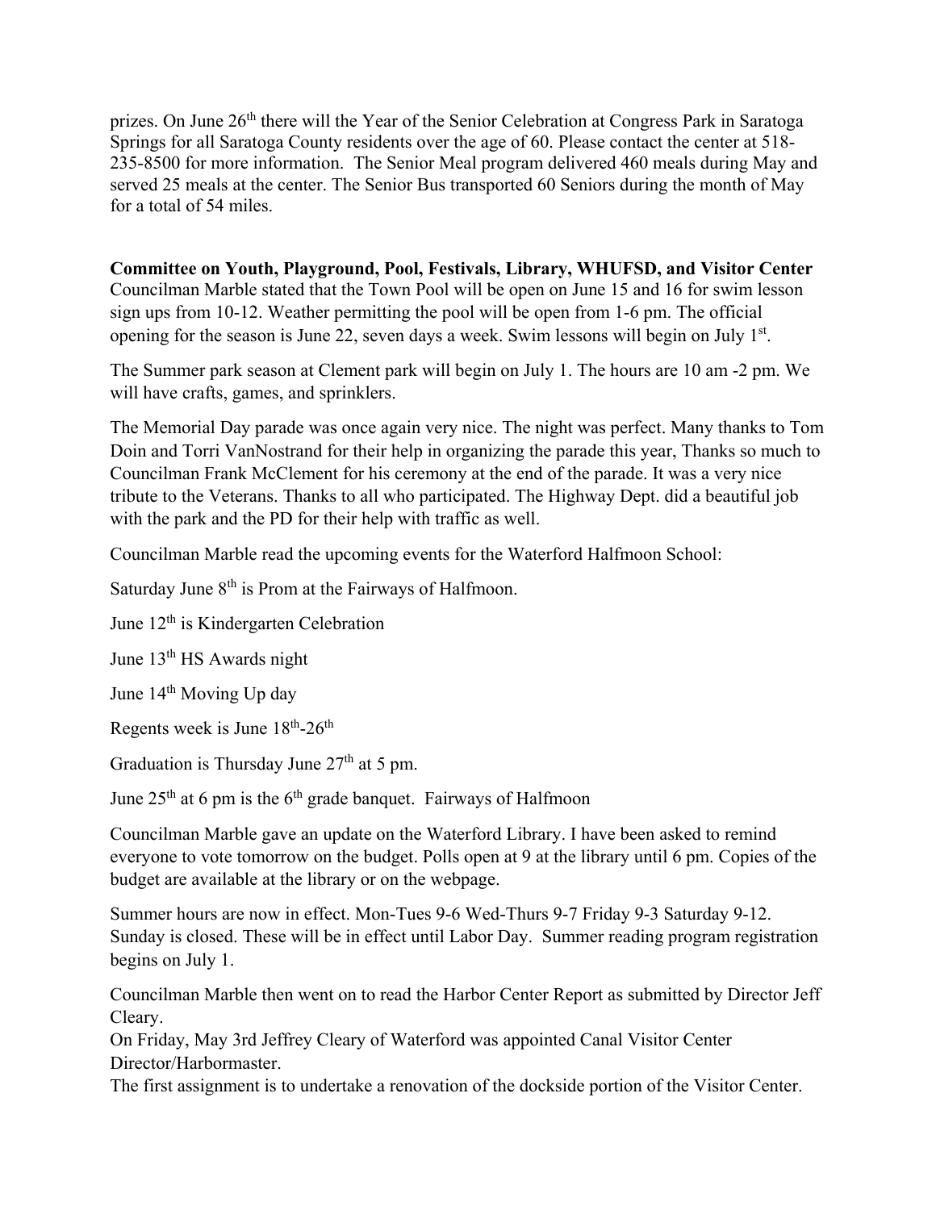prizes. On June 26th there will the Year of the Senior Celebration at Congress Park in Saratoga Springs for all Saratoga County residents over the age of 60. Please contact the center at 518-235-8500 for more information. The Senior Meal program delivered 460 meals during May and served 25 meals at the center. The Senior Bus transported 60 Seniors during the month of May for a total of 54 miles.

**Committee on Youth, Playground, Pool, Festivals, Library, WHUFSD, and Visitor Center**
Councilman Marble stated that the Town Pool will be open on June 15 and 16 for swim lesson sign ups from 10-12. Weather permitting the pool will be open from 1-6 pm. The official opening for the season is June 22, seven days a week. Swim lessons will begin on July 1st.

The Summer park season at Clement park will begin on July 1. The hours are 10 am -2 pm. We will have crafts, games, and sprinklers.

The Memorial Day parade was once again very nice. The night was perfect. Many thanks to Tom Doin and Torri VanNostrand for their help in organizing the parade this year, Thanks so much to Councilman Frank McClement for his ceremony at the end of the parade. It was a very nice tribute to the Veterans. Thanks to all who participated. The Highway Dept. did a beautiful job with the park and the PD for their help with traffic as well.

Councilman Marble read the upcoming events for the Waterford Halfmoon School:

Saturday June 8th is Prom at the Fairways of Halfmoon.

June 12th is Kindergarten Celebration

June 13th HS Awards night

June 14th Moving Up day

Regents week is June 18th-26th

Graduation is Thursday June 27th at 5 pm.

June 25th at 6 pm is the 6th grade banquet. Fairways of Halfmoon

Councilman Marble gave an update on the Waterford Library. I have been asked to remind everyone to vote tomorrow on the budget. Polls open at 9 at the library until 6 pm. Copies of the budget are available at the library or on the webpage.

Summer hours are now in effect. Mon-Tues 9-6 Wed-Thurs 9-7 Friday 9-3 Saturday 9-12. Sunday is closed. These will be in effect until Labor Day. Summer reading program registration begins on July 1.

Councilman Marble then went on to read the Harbor Center Report as submitted by Director Jeff Cleary.
On Friday, May 3rd Jeffrey Cleary of Waterford was appointed Canal Visitor Center Director/Harbormaster.
The first assignment is to undertake a renovation of the dockside portion of the Visitor Center.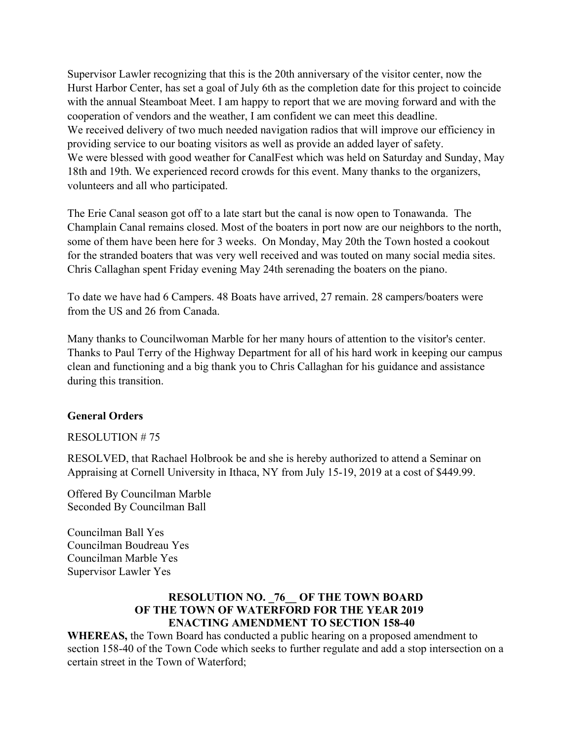Supervisor Lawler recognizing that this is the 20th anniversary of the visitor center, now the Hurst Harbor Center, has set a goal of July 6th as the completion date for this project to coincide with the annual Steamboat Meet. I am happy to report that we are moving forward and with the cooperation of vendors and the weather, I am confident we can meet this deadline.
We received delivery of two much needed navigation radios that will improve our efficiency in providing service to our boating visitors as well as provide an added layer of safety.
We were blessed with good weather for CanalFest which was held on Saturday and Sunday, May 18th and 19th. We experienced record crowds for this event. Many thanks to the organizers, volunteers and all who participated.

The Erie Canal season got off to a late start but the canal is now open to Tonawanda. The Champlain Canal remains closed. Most of the boaters in port now are our neighbors to the north, some of them have been here for 3 weeks. On Monday, May 20th the Town hosted a cookout for the stranded boaters that was very well received and was touted on many social media sites. Chris Callaghan spent Friday evening May 24th serenading the boaters on the piano.

To date we have had 6 Campers. 48 Boats have arrived, 27 remain. 28 campers/boaters were from the US and 26 from Canada.

Many thanks to Councilwoman Marble for her many hours of attention to the visitor's center. Thanks to Paul Terry of the Highway Department for all of his hard work in keeping our campus clean and functioning and a big thank you to Chris Callaghan for his guidance and assistance during this transition.

**General Orders**

RESOLUTION # 75

RESOLVED, that Rachael Holbrook be and she is hereby authorized to attend a Seminar on Appraising at Cornell University in Ithaca, NY from July 15-19, 2019 at a cost of $449.99.

Offered By Councilman Marble
Seconded By Councilman Ball

Councilman Ball Yes
Councilman Boudreau Yes
Councilman Marble Yes
Supervisor Lawler Yes

**RESOLUTION NO. _76__ OF THE TOWN BOARD OF THE TOWN OF WATERFORD FOR THE YEAR 2019 ENACTING AMENDMENT TO SECTION 158-40**

**WHEREAS,** the Town Board has conducted a public hearing on a proposed amendment to section 158-40 of the Town Code which seeks to further regulate and add a stop intersection on a certain street in the Town of Waterford;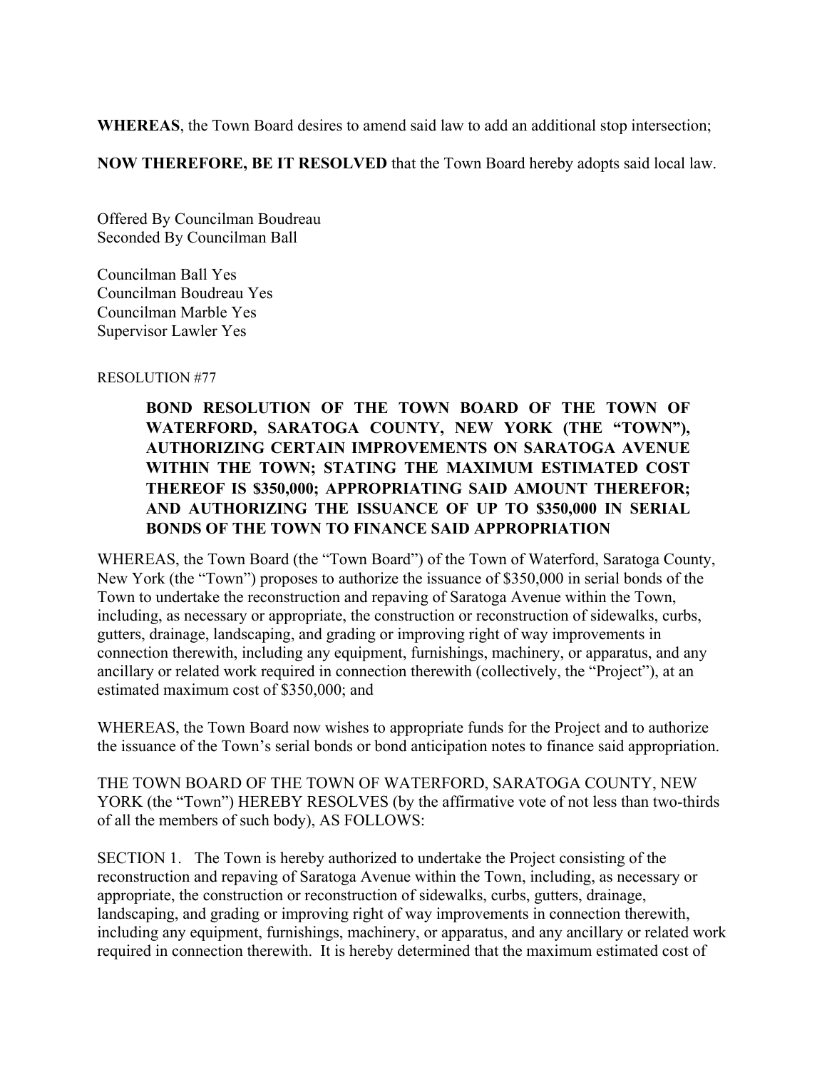**WHEREAS**, the Town Board desires to amend said law to add an additional stop intersection;

**NOW THEREFORE, BE IT RESOLVED** that the Town Board hereby adopts said local law.

Offered By Councilman Boudreau
Seconded By Councilman Ball

Councilman Ball Yes
Councilman Boudreau Yes
Councilman Marble Yes
Supervisor Lawler Yes

RESOLUTION #77

> **BOND RESOLUTION OF THE TOWN BOARD OF THE TOWN OF WATERFORD, SARATOGA COUNTY, NEW YORK (THE "TOWN"), AUTHORIZING CERTAIN IMPROVEMENTS ON SARATOGA AVENUE WITHIN THE TOWN; STATING THE MAXIMUM ESTIMATED COST THEREOF IS $350,000; APPROPRIATING SAID AMOUNT THEREFOR; AND AUTHORIZING THE ISSUANCE OF UP TO $350,000 IN SERIAL BONDS OF THE TOWN TO FINANCE SAID APPROPRIATION**

WHEREAS, the Town Board (the "Town Board") of the Town of Waterford, Saratoga County, New York (the "Town") proposes to authorize the issuance of $350,000 in serial bonds of the Town to undertake the reconstruction and repaving of Saratoga Avenue within the Town, including, as necessary or appropriate, the construction or reconstruction of sidewalks, curbs, gutters, drainage, landscaping, and grading or improving right of way improvements in connection therewith, including any equipment, furnishings, machinery, or apparatus, and any ancillary or related work required in connection therewith (collectively, the "Project"), at an estimated maximum cost of $350,000; and

WHEREAS, the Town Board now wishes to appropriate funds for the Project and to authorize the issuance of the Town's serial bonds or bond anticipation notes to finance said appropriation.

THE TOWN BOARD OF THE TOWN OF WATERFORD, SARATOGA COUNTY, NEW YORK (the "Town") HEREBY RESOLVES (by the affirmative vote of not less than two-thirds of all the members of such body), AS FOLLOWS:

SECTION 1. The Town is hereby authorized to undertake the Project consisting of the reconstruction and repaving of Saratoga Avenue within the Town, including, as necessary or appropriate, the construction or reconstruction of sidewalks, curbs, gutters, drainage, landscaping, and grading or improving right of way improvements in connection therewith, including any equipment, furnishings, machinery, or apparatus, and any ancillary or related work required in connection therewith. It is hereby determined that the maximum estimated cost of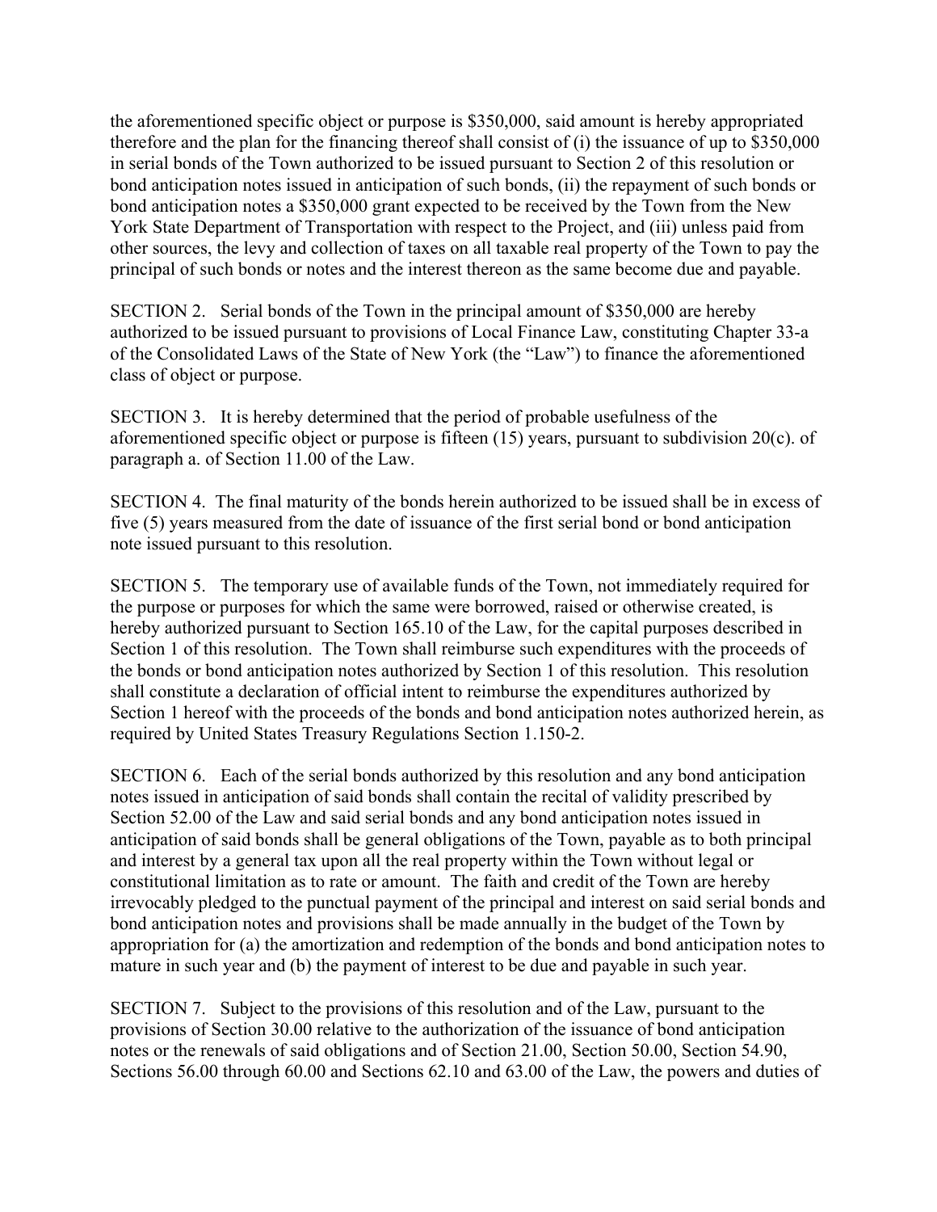the aforementioned specific object or purpose is $350,000, said amount is hereby appropriated therefore and the plan for the financing thereof shall consist of (i) the issuance of up to $350,000 in serial bonds of the Town authorized to be issued pursuant to Section 2 of this resolution or bond anticipation notes issued in anticipation of such bonds, (ii) the repayment of such bonds or bond anticipation notes a $350,000 grant expected to be received by the Town from the New York State Department of Transportation with respect to the Project, and (iii) unless paid from other sources, the levy and collection of taxes on all taxable real property of the Town to pay the principal of such bonds or notes and the interest thereon as the same become due and payable.

SECTION 2. Serial bonds of the Town in the principal amount of $350,000 are hereby authorized to be issued pursuant to provisions of Local Finance Law, constituting Chapter 33-a of the Consolidated Laws of the State of New York (the "Law") to finance the aforementioned class of object or purpose.

SECTION 3. It is hereby determined that the period of probable usefulness of the aforementioned specific object or purpose is fifteen (15) years, pursuant to subdivision 20(c). of paragraph a. of Section 11.00 of the Law.

SECTION 4. The final maturity of the bonds herein authorized to be issued shall be in excess of five (5) years measured from the date of issuance of the first serial bond or bond anticipation note issued pursuant to this resolution.

SECTION 5. The temporary use of available funds of the Town, not immediately required for the purpose or purposes for which the same were borrowed, raised or otherwise created, is hereby authorized pursuant to Section 165.10 of the Law, for the capital purposes described in Section 1 of this resolution. The Town shall reimburse such expenditures with the proceeds of the bonds or bond anticipation notes authorized by Section 1 of this resolution. This resolution shall constitute a declaration of official intent to reimburse the expenditures authorized by Section 1 hereof with the proceeds of the bonds and bond anticipation notes authorized herein, as required by United States Treasury Regulations Section 1.150-2.

SECTION 6. Each of the serial bonds authorized by this resolution and any bond anticipation notes issued in anticipation of said bonds shall contain the recital of validity prescribed by Section 52.00 of the Law and said serial bonds and any bond anticipation notes issued in anticipation of said bonds shall be general obligations of the Town, payable as to both principal and interest by a general tax upon all the real property within the Town without legal or constitutional limitation as to rate or amount. The faith and credit of the Town are hereby irrevocably pledged to the punctual payment of the principal and interest on said serial bonds and bond anticipation notes and provisions shall be made annually in the budget of the Town by appropriation for (a) the amortization and redemption of the bonds and bond anticipation notes to mature in such year and (b) the payment of interest to be due and payable in such year.

SECTION 7. Subject to the provisions of this resolution and of the Law, pursuant to the provisions of Section 30.00 relative to the authorization of the issuance of bond anticipation notes or the renewals of said obligations and of Section 21.00, Section 50.00, Section 54.90, Sections 56.00 through 60.00 and Sections 62.10 and 63.00 of the Law, the powers and duties of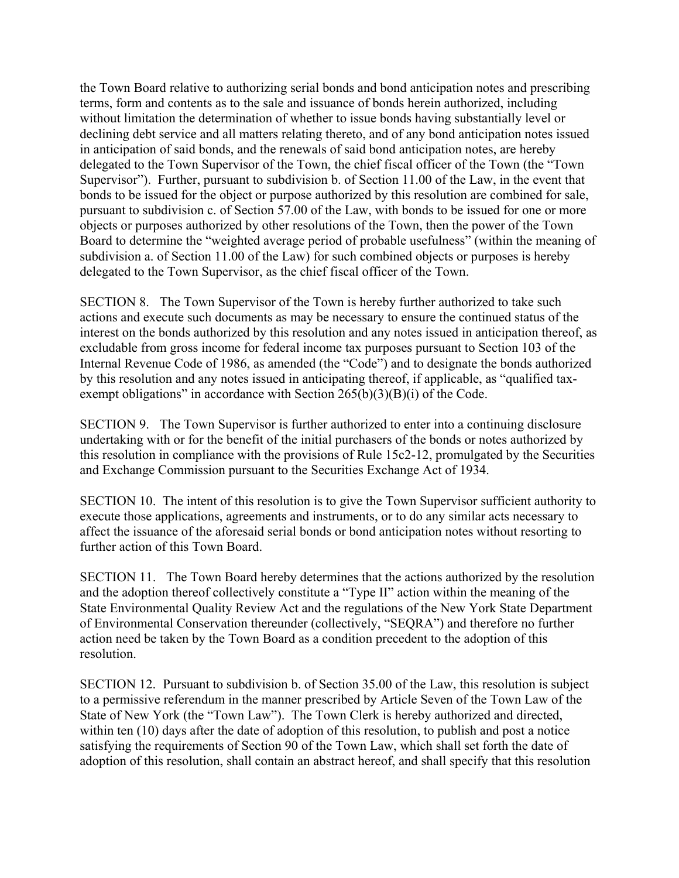the Town Board relative to authorizing serial bonds and bond anticipation notes and prescribing terms, form and contents as to the sale and issuance of bonds herein authorized, including without limitation the determination of whether to issue bonds having substantially level or declining debt service and all matters relating thereto, and of any bond anticipation notes issued in anticipation of said bonds, and the renewals of said bond anticipation notes, are hereby delegated to the Town Supervisor of the Town, the chief fiscal officer of the Town (the "Town Supervisor"). Further, pursuant to subdivision b. of Section 11.00 of the Law, in the event that bonds to be issued for the object or purpose authorized by this resolution are combined for sale, pursuant to subdivision c. of Section 57.00 of the Law, with bonds to be issued for one or more objects or purposes authorized by other resolutions of the Town, then the power of the Town Board to determine the "weighted average period of probable usefulness" (within the meaning of subdivision a. of Section 11.00 of the Law) for such combined objects or purposes is hereby delegated to the Town Supervisor, as the chief fiscal officer of the Town.

SECTION 8. The Town Supervisor of the Town is hereby further authorized to take such actions and execute such documents as may be necessary to ensure the continued status of the interest on the bonds authorized by this resolution and any notes issued in anticipation thereof, as excludable from gross income for federal income tax purposes pursuant to Section 103 of the Internal Revenue Code of 1986, as amended (the "Code") and to designate the bonds authorized by this resolution and any notes issued in anticipating thereof, if applicable, as "qualified tax-exempt obligations" in accordance with Section 265(b)(3)(B)(i) of the Code.

SECTION 9. The Town Supervisor is further authorized to enter into a continuing disclosure undertaking with or for the benefit of the initial purchasers of the bonds or notes authorized by this resolution in compliance with the provisions of Rule 15c2-12, promulgated by the Securities and Exchange Commission pursuant to the Securities Exchange Act of 1934.

SECTION 10. The intent of this resolution is to give the Town Supervisor sufficient authority to execute those applications, agreements and instruments, or to do any similar acts necessary to affect the issuance of the aforesaid serial bonds or bond anticipation notes without resorting to further action of this Town Board.

SECTION 11. The Town Board hereby determines that the actions authorized by the resolution and the adoption thereof collectively constitute a "Type II" action within the meaning of the State Environmental Quality Review Act and the regulations of the New York State Department of Environmental Conservation thereunder (collectively, "SEQRA") and therefore no further action need be taken by the Town Board as a condition precedent to the adoption of this resolution.

SECTION 12. Pursuant to subdivision b. of Section 35.00 of the Law, this resolution is subject to a permissive referendum in the manner prescribed by Article Seven of the Town Law of the State of New York (the "Town Law"). The Town Clerk is hereby authorized and directed, within ten (10) days after the date of adoption of this resolution, to publish and post a notice satisfying the requirements of Section 90 of the Town Law, which shall set forth the date of adoption of this resolution, shall contain an abstract hereof, and shall specify that this resolution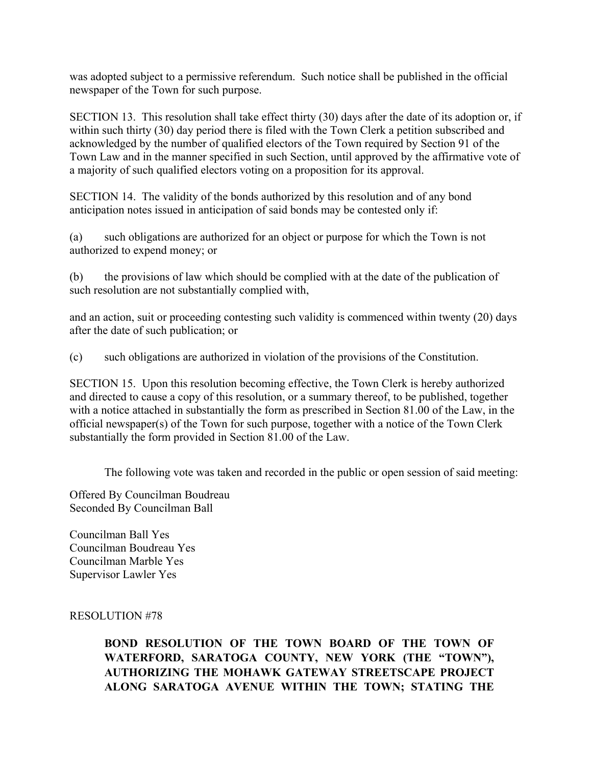was adopted subject to a permissive referendum. Such notice shall be published in the official newspaper of the Town for such purpose.

SECTION 13. This resolution shall take effect thirty (30) days after the date of its adoption or, if within such thirty (30) day period there is filed with the Town Clerk a petition subscribed and acknowledged by the number of qualified electors of the Town required by Section 91 of the Town Law and in the manner specified in such Section, until approved by the affirmative vote of a majority of such qualified electors voting on a proposition for its approval.

SECTION 14. The validity of the bonds authorized by this resolution and of any bond anticipation notes issued in anticipation of said bonds may be contested only if:

(a) such obligations are authorized for an object or purpose for which the Town is not authorized to expend money; or

(b) the provisions of law which should be complied with at the date of the publication of such resolution are not substantially complied with,

and an action, suit or proceeding contesting such validity is commenced within twenty (20) days after the date of such publication; or

(c) such obligations are authorized in violation of the provisions of the Constitution.

SECTION 15. Upon this resolution becoming effective, the Town Clerk is hereby authorized and directed to cause a copy of this resolution, or a summary thereof, to be published, together with a notice attached in substantially the form as prescribed in Section 81.00 of the Law, in the official newspaper(s) of the Town for such purpose, together with a notice of the Town Clerk substantially the form provided in Section 81.00 of the Law.

The following vote was taken and recorded in the public or open session of said meeting:

Offered By Councilman Boudreau
Seconded By Councilman Ball

Councilman Ball Yes
Councilman Boudreau Yes
Councilman Marble Yes
Supervisor Lawler Yes

RESOLUTION #78

**BOND RESOLUTION OF THE TOWN BOARD OF THE TOWN OF WATERFORD, SARATOGA COUNTY, NEW YORK (THE "TOWN"), AUTHORIZING THE MOHAWK GATEWAY STREETSCAPE PROJECT ALONG SARATOGA AVENUE WITHIN THE TOWN; STATING THE**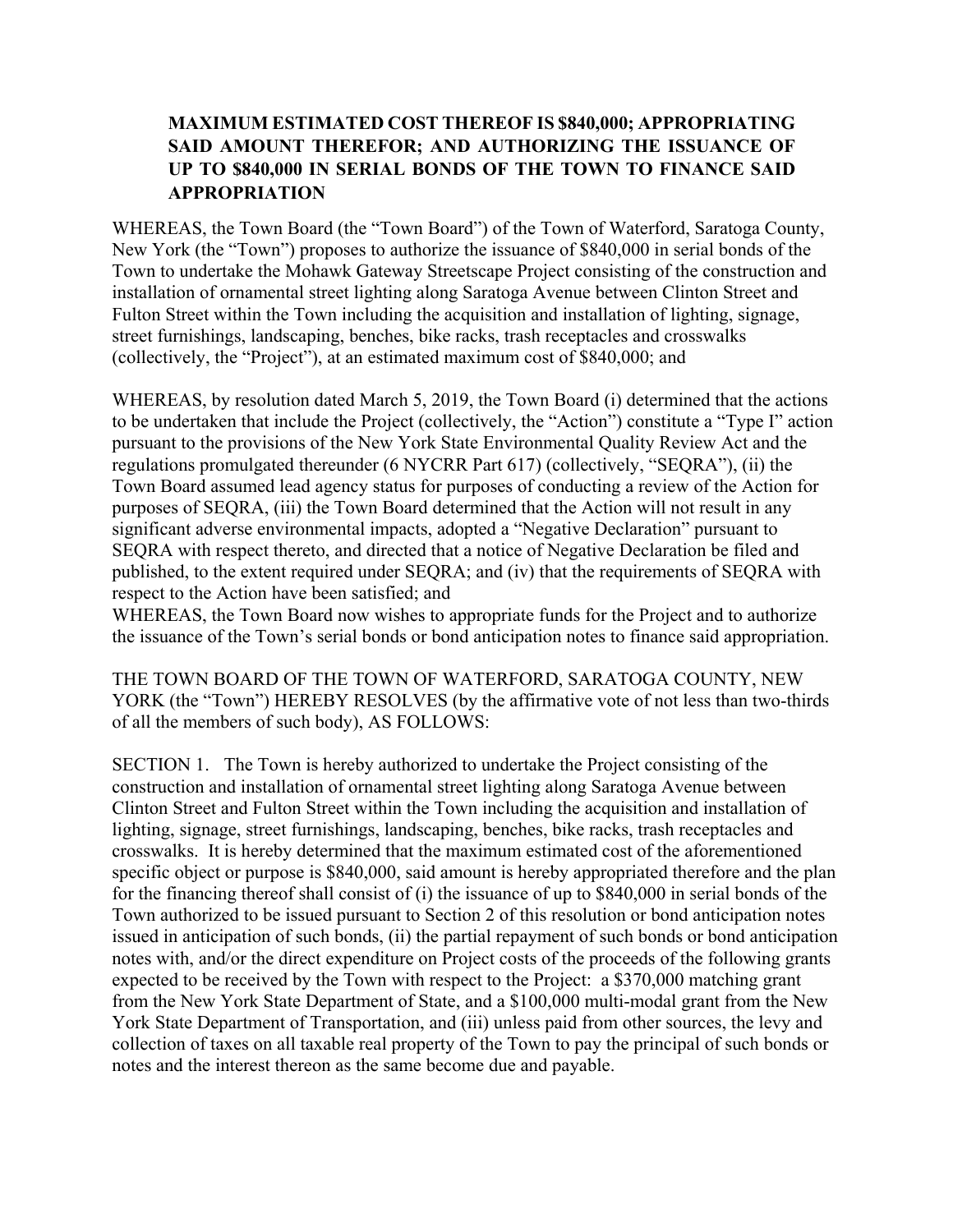**MAXIMUM ESTIMATED COST THEREOF IS $840,000; APPROPRIATING SAID AMOUNT THEREFOR; AND AUTHORIZING THE ISSUANCE OF UP TO $840,000 IN SERIAL BONDS OF THE TOWN TO FINANCE SAID APPROPRIATION**

WHEREAS, the Town Board (the "Town Board") of the Town of Waterford, Saratoga County, New York (the "Town") proposes to authorize the issuance of $840,000 in serial bonds of the Town to undertake the Mohawk Gateway Streetscape Project consisting of the construction and installation of ornamental street lighting along Saratoga Avenue between Clinton Street and Fulton Street within the Town including the acquisition and installation of lighting, signage, street furnishings, landscaping, benches, bike racks, trash receptacles and crosswalks (collectively, the "Project"), at an estimated maximum cost of $840,000; and

WHEREAS, by resolution dated March 5, 2019, the Town Board (i) determined that the actions to be undertaken that include the Project (collectively, the "Action") constitute a "Type I" action pursuant to the provisions of the New York State Environmental Quality Review Act and the regulations promulgated thereunder (6 NYCRR Part 617) (collectively, "SEQRA"), (ii) the Town Board assumed lead agency status for purposes of conducting a review of the Action for purposes of SEQRA, (iii) the Town Board determined that the Action will not result in any significant adverse environmental impacts, adopted a "Negative Declaration" pursuant to SEQRA with respect thereto, and directed that a notice of Negative Declaration be filed and published, to the extent required under SEQRA; and (iv) that the requirements of SEQRA with respect to the Action have been satisfied; and

WHEREAS, the Town Board now wishes to appropriate funds for the Project and to authorize the issuance of the Town's serial bonds or bond anticipation notes to finance said appropriation.

THE TOWN BOARD OF THE TOWN OF WATERFORD, SARATOGA COUNTY, NEW YORK (the "Town") HEREBY RESOLVES (by the affirmative vote of not less than two-thirds of all the members of such body), AS FOLLOWS:

SECTION 1. The Town is hereby authorized to undertake the Project consisting of the construction and installation of ornamental street lighting along Saratoga Avenue between Clinton Street and Fulton Street within the Town including the acquisition and installation of lighting, signage, street furnishings, landscaping, benches, bike racks, trash receptacles and crosswalks. It is hereby determined that the maximum estimated cost of the aforementioned specific object or purpose is $840,000, said amount is hereby appropriated therefore and the plan for the financing thereof shall consist of (i) the issuance of up to $840,000 in serial bonds of the Town authorized to be issued pursuant to Section 2 of this resolution or bond anticipation notes issued in anticipation of such bonds, (ii) the partial repayment of such bonds or bond anticipation notes with, and/or the direct expenditure on Project costs of the proceeds of the following grants expected to be received by the Town with respect to the Project: a $370,000 matching grant from the New York State Department of State, and a $100,000 multi-modal grant from the New York State Department of Transportation, and (iii) unless paid from other sources, the levy and collection of taxes on all taxable real property of the Town to pay the principal of such bonds or notes and the interest thereon as the same become due and payable.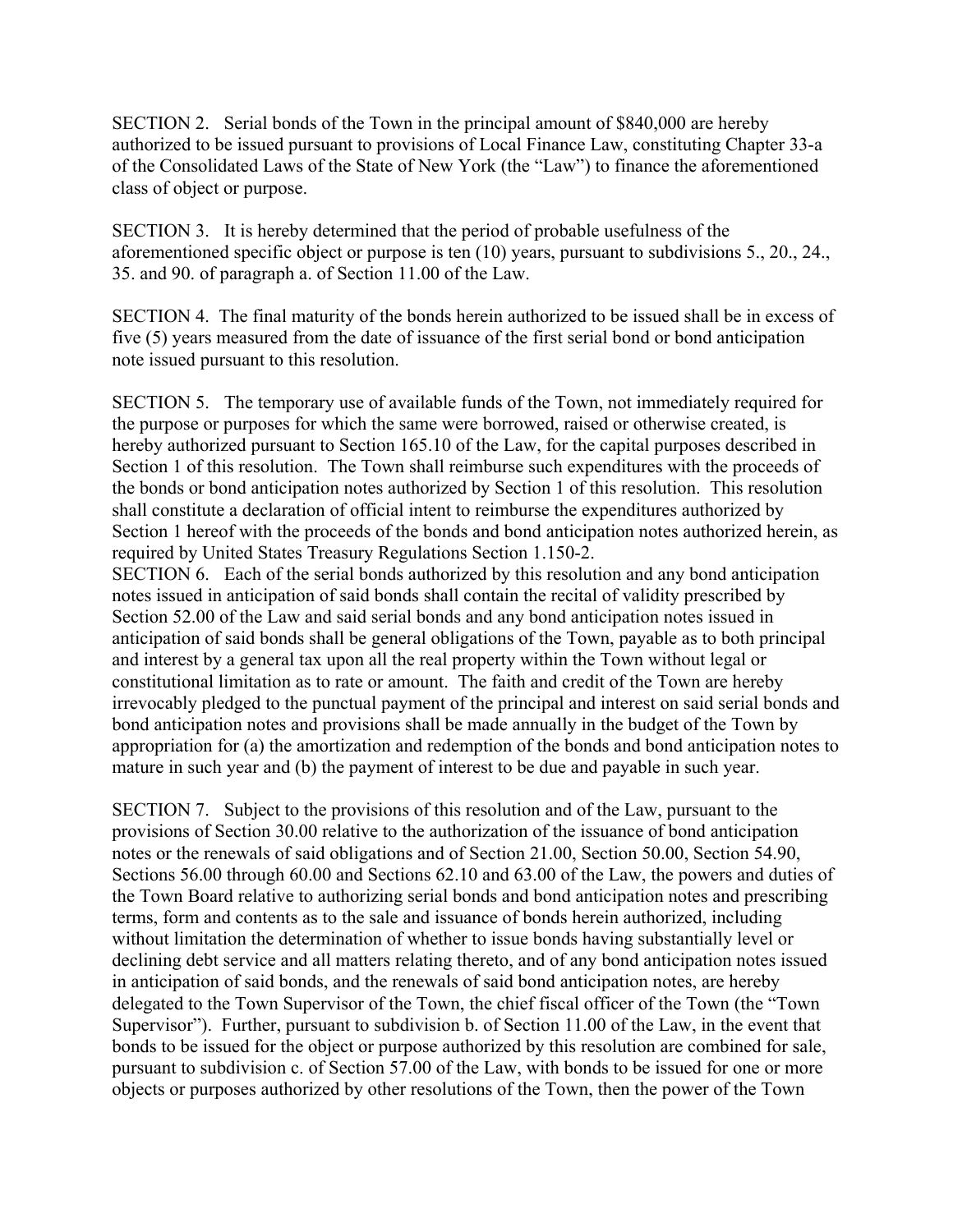SECTION 2. Serial bonds of the Town in the principal amount of $840,000 are hereby authorized to be issued pursuant to provisions of Local Finance Law, constituting Chapter 33-a of the Consolidated Laws of the State of New York (the "Law") to finance the aforementioned class of object or purpose.

SECTION 3. It is hereby determined that the period of probable usefulness of the aforementioned specific object or purpose is ten (10) years, pursuant to subdivisions 5., 20., 24., 35. and 90. of paragraph a. of Section 11.00 of the Law.

SECTION 4. The final maturity of the bonds herein authorized to be issued shall be in excess of five (5) years measured from the date of issuance of the first serial bond or bond anticipation note issued pursuant to this resolution.

SECTION 5. The temporary use of available funds of the Town, not immediately required for the purpose or purposes for which the same were borrowed, raised or otherwise created, is hereby authorized pursuant to Section 165.10 of the Law, for the capital purposes described in Section 1 of this resolution. The Town shall reimburse such expenditures with the proceeds of the bonds or bond anticipation notes authorized by Section 1 of this resolution. This resolution shall constitute a declaration of official intent to reimburse the expenditures authorized by Section 1 hereof with the proceeds of the bonds and bond anticipation notes authorized herein, as required by United States Treasury Regulations Section 1.150-2.

SECTION 6. Each of the serial bonds authorized by this resolution and any bond anticipation notes issued in anticipation of said bonds shall contain the recital of validity prescribed by Section 52.00 of the Law and said serial bonds and any bond anticipation notes issued in anticipation of said bonds shall be general obligations of the Town, payable as to both principal and interest by a general tax upon all the real property within the Town without legal or constitutional limitation as to rate or amount. The faith and credit of the Town are hereby irrevocably pledged to the punctual payment of the principal and interest on said serial bonds and bond anticipation notes and provisions shall be made annually in the budget of the Town by appropriation for (a) the amortization and redemption of the bonds and bond anticipation notes to mature in such year and (b) the payment of interest to be due and payable in such year.

SECTION 7. Subject to the provisions of this resolution and of the Law, pursuant to the provisions of Section 30.00 relative to the authorization of the issuance of bond anticipation notes or the renewals of said obligations and of Section 21.00, Section 50.00, Section 54.90, Sections 56.00 through 60.00 and Sections 62.10 and 63.00 of the Law, the powers and duties of the Town Board relative to authorizing serial bonds and bond anticipation notes and prescribing terms, form and contents as to the sale and issuance of bonds herein authorized, including without limitation the determination of whether to issue bonds having substantially level or declining debt service and all matters relating thereto, and of any bond anticipation notes issued in anticipation of said bonds, and the renewals of said bond anticipation notes, are hereby delegated to the Town Supervisor of the Town, the chief fiscal officer of the Town (the "Town Supervisor"). Further, pursuant to subdivision b. of Section 11.00 of the Law, in the event that bonds to be issued for the object or purpose authorized by this resolution are combined for sale, pursuant to subdivision c. of Section 57.00 of the Law, with bonds to be issued for one or more objects or purposes authorized by other resolutions of the Town, then the power of the Town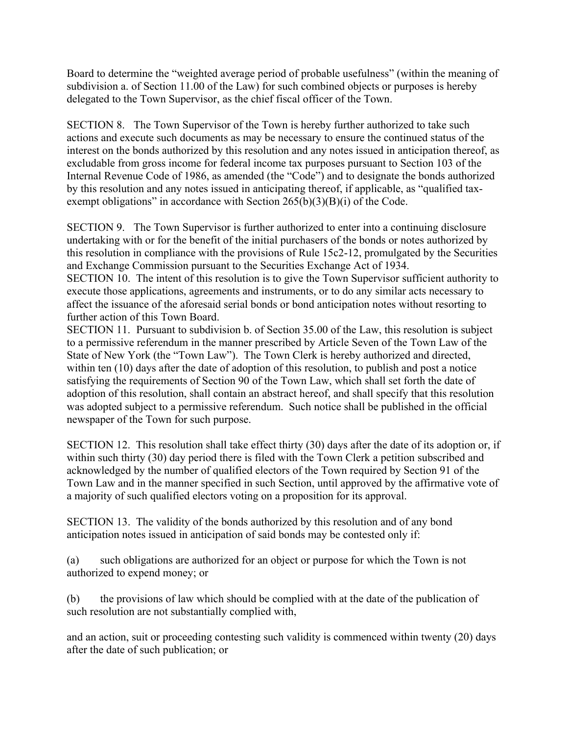Board to determine the "weighted average period of probable usefulness" (within the meaning of subdivision a. of Section 11.00 of the Law) for such combined objects or purposes is hereby delegated to the Town Supervisor, as the chief fiscal officer of the Town.

SECTION 8. The Town Supervisor of the Town is hereby further authorized to take such actions and execute such documents as may be necessary to ensure the continued status of the interest on the bonds authorized by this resolution and any notes issued in anticipation thereof, as excludable from gross income for federal income tax purposes pursuant to Section 103 of the Internal Revenue Code of 1986, as amended (the "Code") and to designate the bonds authorized by this resolution and any notes issued in anticipating thereof, if applicable, as "qualified tax-exempt obligations" in accordance with Section 265(b)(3)(B)(i) of the Code.

SECTION 9. The Town Supervisor is further authorized to enter into a continuing disclosure undertaking with or for the benefit of the initial purchasers of the bonds or notes authorized by this resolution in compliance with the provisions of Rule 15c2-12, promulgated by the Securities and Exchange Commission pursuant to the Securities Exchange Act of 1934.

SECTION 10. The intent of this resolution is to give the Town Supervisor sufficient authority to execute those applications, agreements and instruments, or to do any similar acts necessary to affect the issuance of the aforesaid serial bonds or bond anticipation notes without resorting to further action of this Town Board.

SECTION 11. Pursuant to subdivision b. of Section 35.00 of the Law, this resolution is subject to a permissive referendum in the manner prescribed by Article Seven of the Town Law of the State of New York (the "Town Law"). The Town Clerk is hereby authorized and directed, within ten (10) days after the date of adoption of this resolution, to publish and post a notice satisfying the requirements of Section 90 of the Town Law, which shall set forth the date of adoption of this resolution, shall contain an abstract hereof, and shall specify that this resolution was adopted subject to a permissive referendum. Such notice shall be published in the official newspaper of the Town for such purpose.

SECTION 12. This resolution shall take effect thirty (30) days after the date of its adoption or, if within such thirty (30) day period there is filed with the Town Clerk a petition subscribed and acknowledged by the number of qualified electors of the Town required by Section 91 of the Town Law and in the manner specified in such Section, until approved by the affirmative vote of a majority of such qualified electors voting on a proposition for its approval.

SECTION 13. The validity of the bonds authorized by this resolution and of any bond anticipation notes issued in anticipation of said bonds may be contested only if:

(a) such obligations are authorized for an object or purpose for which the Town is not authorized to expend money; or

(b) the provisions of law which should be complied with at the date of the publication of such resolution are not substantially complied with,

and an action, suit or proceeding contesting such validity is commenced within twenty (20) days after the date of such publication; or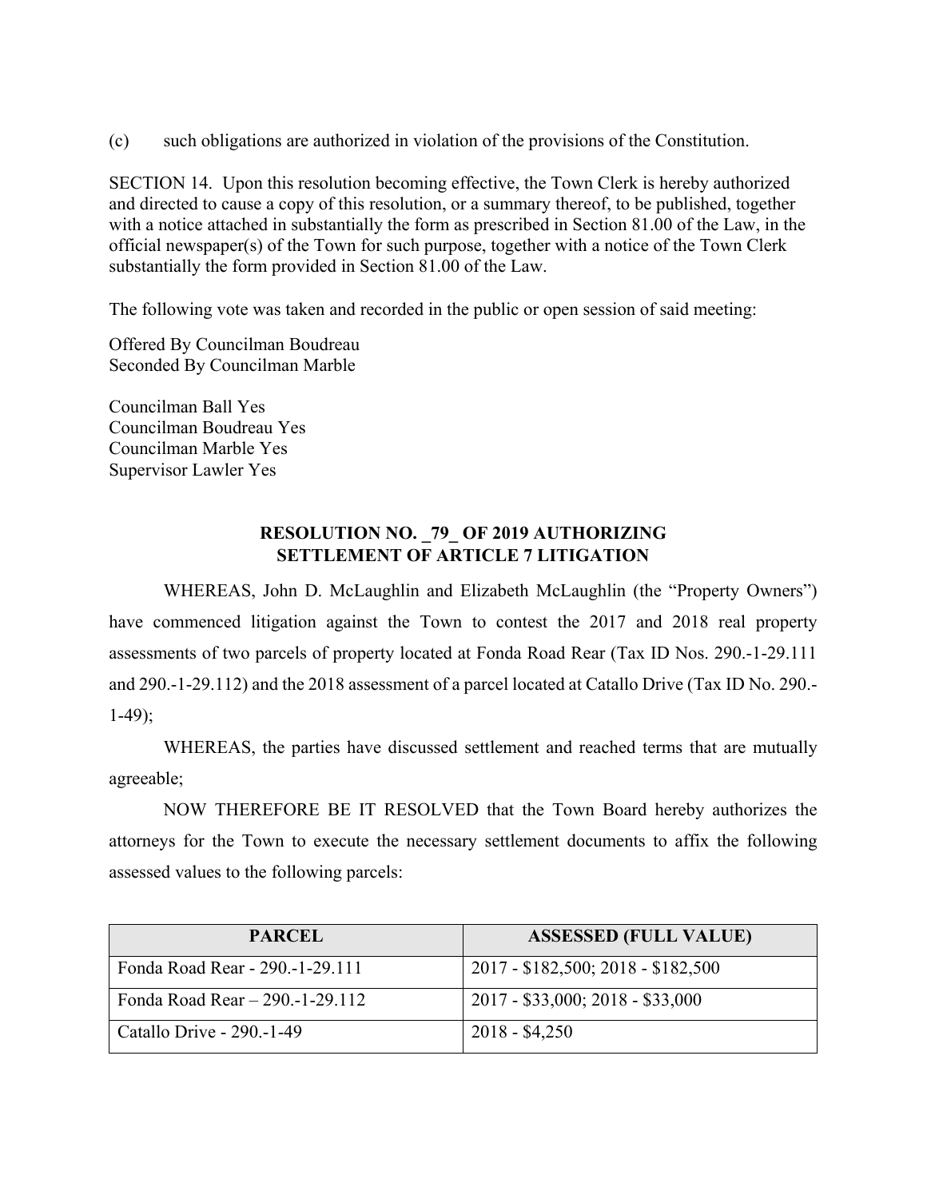(c) such obligations are authorized in violation of the provisions of the Constitution.

SECTION 14. Upon this resolution becoming effective, the Town Clerk is hereby authorized and directed to cause a copy of this resolution, or a summary thereof, to be published, together with a notice attached in substantially the form as prescribed in Section 81.00 of the Law, in the official newspaper(s) of the Town for such purpose, together with a notice of the Town Clerk substantially the form provided in Section 81.00 of the Law.

The following vote was taken and recorded in the public or open session of said meeting:

Offered By Councilman Boudreau
Seconded By Councilman Marble

Councilman Ball Yes
Councilman Boudreau Yes
Councilman Marble Yes
Supervisor Lawler Yes

**RESOLUTION NO. _79_ OF 2019 AUTHORIZING SETTLEMENT OF ARTICLE 7 LITIGATION**

WHEREAS, John D. McLaughlin and Elizabeth McLaughlin (the "Property Owners") have commenced litigation against the Town to contest the 2017 and 2018 real property assessments of two parcels of property located at Fonda Road Rear (Tax ID Nos. 290.-1-29.111 and 290.-1-29.112) and the 2018 assessment of a parcel located at Catallo Drive (Tax ID No. 290.-1-49);

WHEREAS, the parties have discussed settlement and reached terms that are mutually agreeable;

NOW THEREFORE BE IT RESOLVED that the Town Board hereby authorizes the attorneys for the Town to execute the necessary settlement documents to affix the following assessed values to the following parcels:

| PARCEL | ASSESSED (FULL VALUE) |
|---|---|
| Fonda Road Rear - 290.-1-29.111 | 2017 - $182,500; 2018 - $182,500 |
| Fonda Road Rear – 290.-1-29.112 | 2017 - $33,000; 2018 - $33,000 |
| Catallo Drive - 290.-1-49 | 2018 - $4,250 |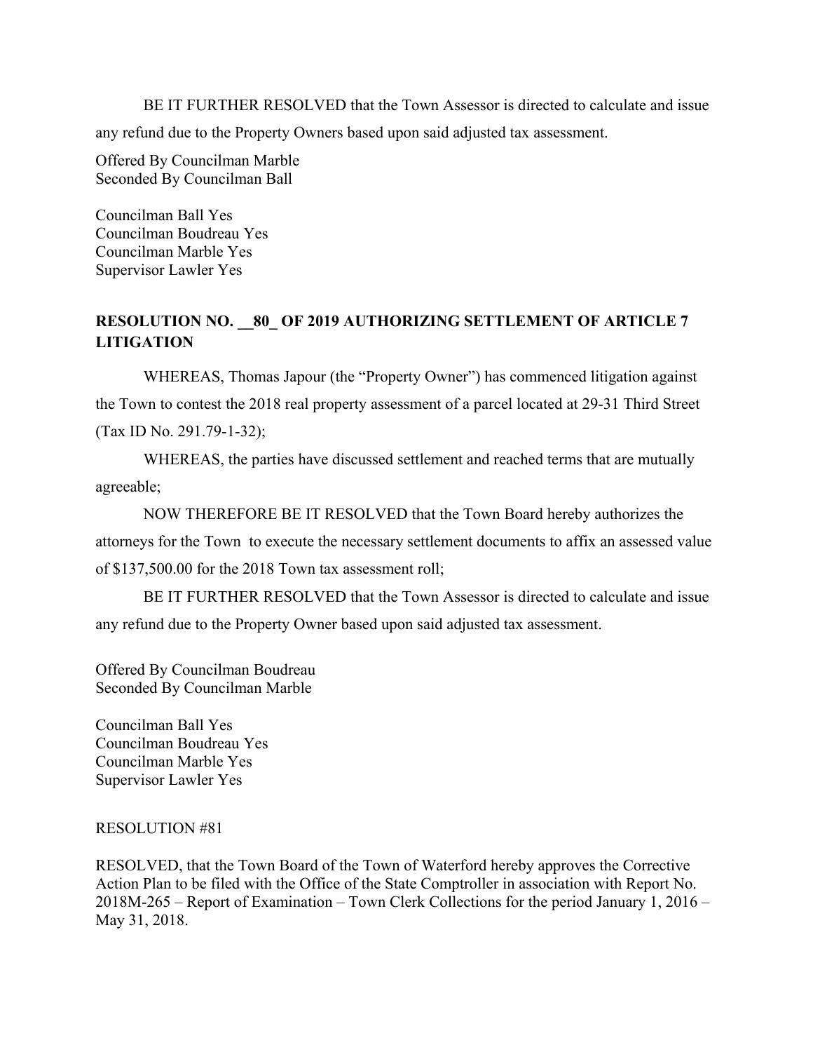BE IT FURTHER RESOLVED that the Town Assessor is directed to calculate and issue any refund due to the Property Owners based upon said adjusted tax assessment.

Offered By Councilman Marble
Seconded By Councilman Ball

Councilman Ball Yes
Councilman Boudreau Yes
Councilman Marble Yes
Supervisor Lawler Yes

**RESOLUTION NO. __80_ OF 2019 AUTHORIZING SETTLEMENT OF ARTICLE 7 LITIGATION**

WHEREAS, Thomas Japour (the "Property Owner") has commenced litigation against the Town to contest the 2018 real property assessment of a parcel located at 29-31 Third Street (Tax ID No. 291.79-1-32);

WHEREAS, the parties have discussed settlement and reached terms that are mutually agreeable;

NOW THEREFORE BE IT RESOLVED that the Town Board hereby authorizes the attorneys for the Town to execute the necessary settlement documents to affix an assessed value of $137,500.00 for the 2018 Town tax assessment roll;

BE IT FURTHER RESOLVED that the Town Assessor is directed to calculate and issue any refund due to the Property Owner based upon said adjusted tax assessment.

Offered By Councilman Boudreau
Seconded By Councilman Marble

Councilman Ball Yes
Councilman Boudreau Yes
Councilman Marble Yes
Supervisor Lawler Yes

RESOLUTION #81

RESOLVED, that the Town Board of the Town of Waterford hereby approves the Corrective Action Plan to be filed with the Office of the State Comptroller in association with Report No. 2018M-265 – Report of Examination – Town Clerk Collections for the period January 1, 2016 – May 31, 2018.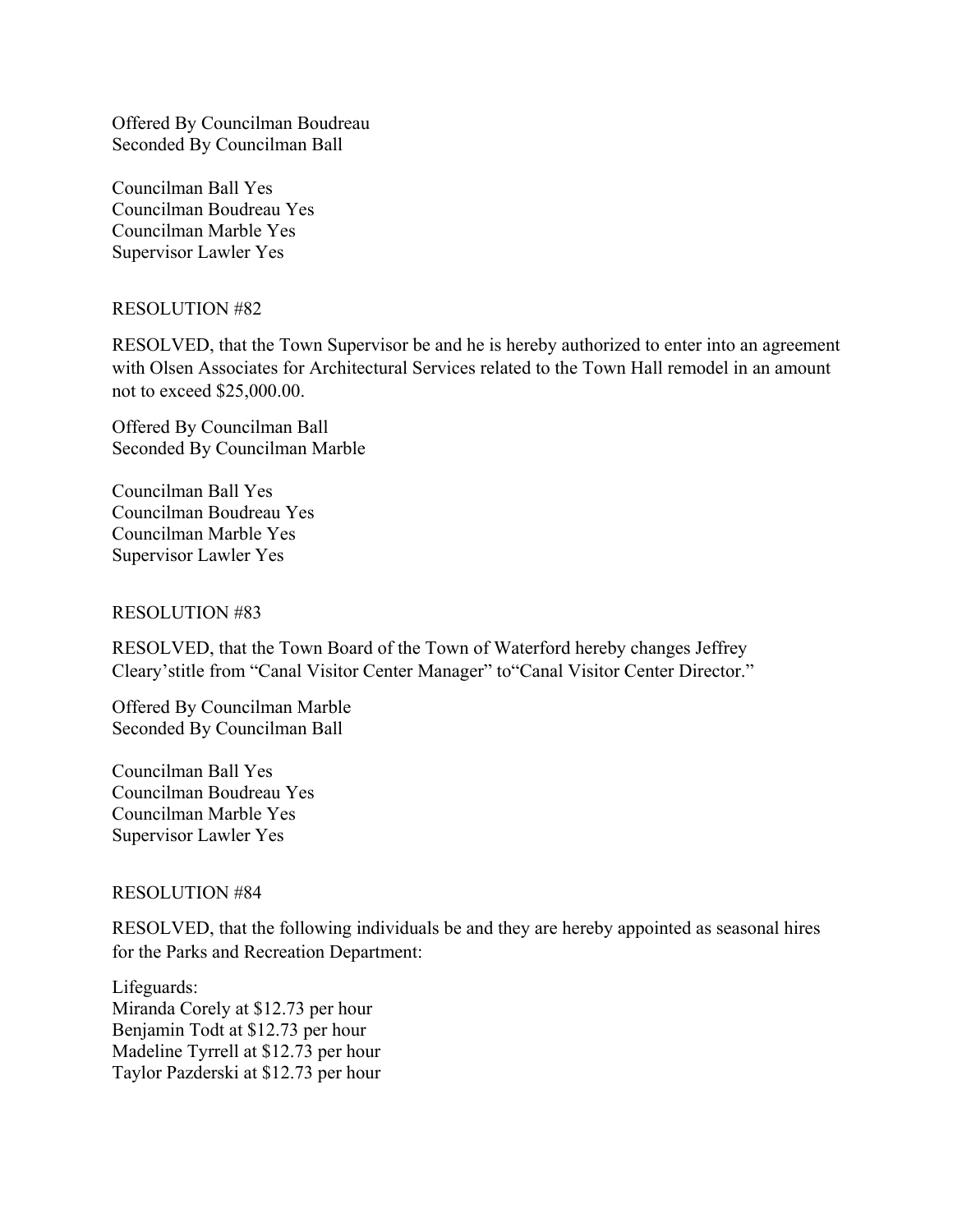Offered By Councilman Boudreau
Seconded By Councilman Ball

Councilman Ball Yes
Councilman Boudreau Yes
Councilman Marble Yes
Supervisor Lawler Yes

RESOLUTION #82

RESOLVED, that the Town Supervisor be and he is hereby authorized to enter into an agreement with Olsen Associates for Architectural Services related to the Town Hall remodel in an amount not to exceed $25,000.00.

Offered By Councilman Ball
Seconded By Councilman Marble

Councilman Ball Yes
Councilman Boudreau Yes
Councilman Marble Yes
Supervisor Lawler Yes

RESOLUTION #83

RESOLVED, that the Town Board of the Town of Waterford hereby changes Jeffrey Cleary'stitle from "Canal Visitor Center Manager" to"Canal Visitor Center Director."

Offered By Councilman Marble
Seconded By Councilman Ball

Councilman Ball Yes
Councilman Boudreau Yes
Councilman Marble Yes
Supervisor Lawler Yes

RESOLUTION #84

RESOLVED, that the following individuals be and they are hereby appointed as seasonal hires for the Parks and Recreation Department:

Lifeguards:
Miranda Corely at $12.73 per hour
Benjamin Todt at $12.73 per hour
Madeline Tyrrell at $12.73 per hour
Taylor Pazderski at $12.73 per hour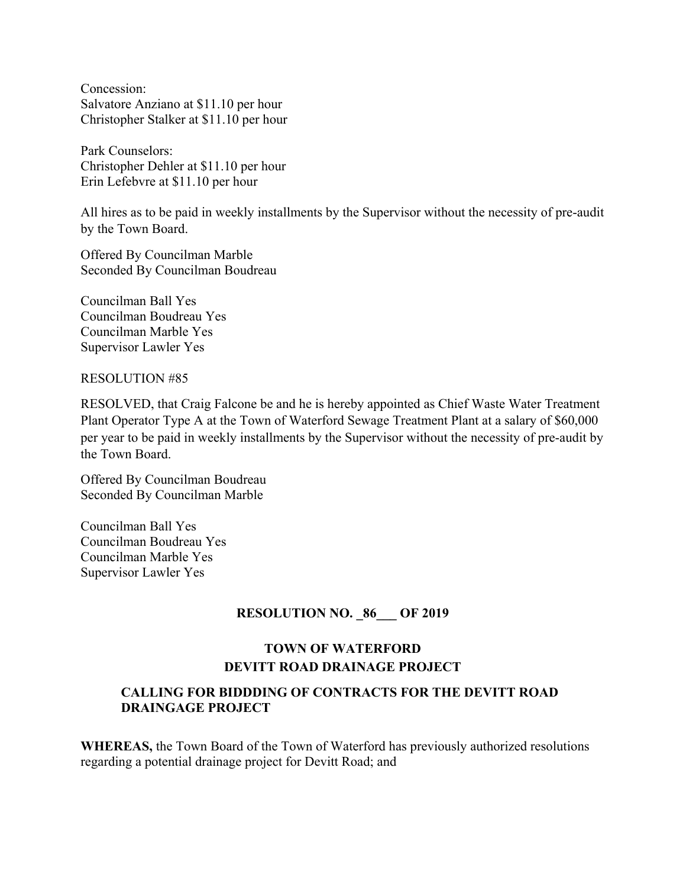Concession:
Salvatore Anziano at $11.10 per hour
Christopher Stalker at $11.10 per hour

Park Counselors:
Christopher Dehler at $11.10 per hour
Erin Lefebvre at $11.10 per hour

All hires as to be paid in weekly installments by the Supervisor without the necessity of pre-audit by the Town Board.

Offered By Councilman Marble
Seconded By Councilman Boudreau

Councilman Ball Yes
Councilman Boudreau Yes
Councilman Marble Yes
Supervisor Lawler Yes

RESOLUTION #85

RESOLVED, that Craig Falcone be and he is hereby appointed as Chief Waste Water Treatment Plant Operator Type A at the Town of Waterford Sewage Treatment Plant at a salary of $60,000 per year to be paid in weekly installments by the Supervisor without the necessity of pre-audit by the Town Board.

Offered By Councilman Boudreau
Seconded By Councilman Marble

Councilman Ball Yes
Councilman Boudreau Yes
Councilman Marble Yes
Supervisor Lawler Yes

**RESOLUTION NO. _86___ OF 2019**

**TOWN OF WATERFORD**
**DEVITT ROAD DRAINAGE PROJECT**

**CALLING FOR BIDDDING OF CONTRACTS FOR THE DEVITT ROAD DRAINGAGE PROJECT**

**WHEREAS,** the Town Board of the Town of Waterford has previously authorized resolutions regarding a potential drainage project for Devitt Road; and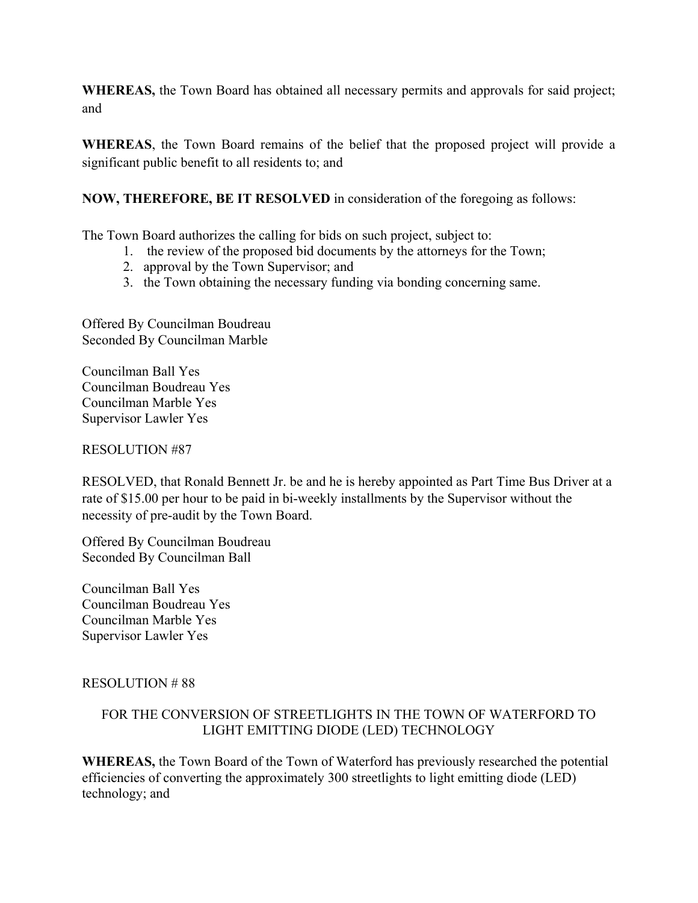**WHEREAS,** the Town Board has obtained all necessary permits and approvals for said project; and

**WHEREAS**, the Town Board remains of the belief that the proposed project will provide a significant public benefit to all residents to; and

**NOW, THEREFORE, BE IT RESOLVED** in consideration of the foregoing as follows:

The Town Board authorizes the calling for bids on such project, subject to:

1. the review of the proposed bid documents by the attorneys for the Town;
2. approval by the Town Supervisor; and
3. the Town obtaining the necessary funding via bonding concerning same.

Offered By Councilman Boudreau
Seconded By Councilman Marble

Councilman Ball Yes
Councilman Boudreau Yes
Councilman Marble Yes
Supervisor Lawler Yes

RESOLUTION #87

RESOLVED, that Ronald Bennett Jr. be and he is hereby appointed as Part Time Bus Driver at a rate of $15.00 per hour to be paid in bi-weekly installments by the Supervisor without the necessity of pre-audit by the Town Board.

Offered By Councilman Boudreau
Seconded By Councilman Ball

Councilman Ball Yes
Councilman Boudreau Yes
Councilman Marble Yes
Supervisor Lawler Yes

RESOLUTION # 88

FOR THE CONVERSION OF STREETLIGHTS IN THE TOWN OF WATERFORD TO LIGHT EMITTING DIODE (LED) TECHNOLOGY

**WHEREAS,** the Town Board of the Town of Waterford has previously researched the potential efficiencies of converting the approximately 300 streetlights to light emitting diode (LED) technology; and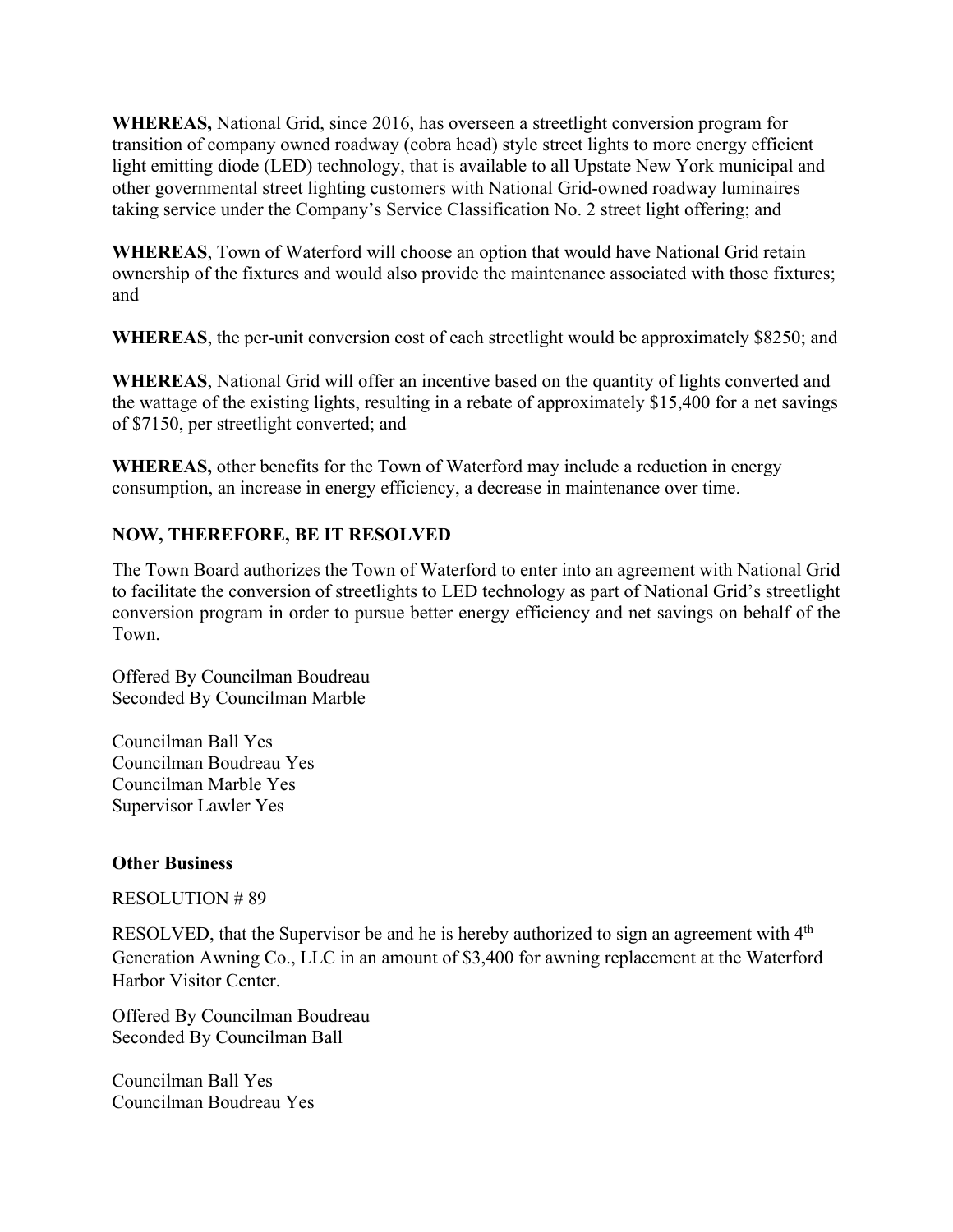**WHEREAS,** National Grid, since 2016, has overseen a streetlight conversion program for transition of company owned roadway (cobra head) style street lights to more energy efficient light emitting diode (LED) technology, that is available to all Upstate New York municipal and other governmental street lighting customers with National Grid-owned roadway luminaires taking service under the Company's Service Classification No. 2 street light offering; and

**WHEREAS**, Town of Waterford will choose an option that would have National Grid retain ownership of the fixtures and would also provide the maintenance associated with those fixtures; and

**WHEREAS**, the per-unit conversion cost of each streetlight would be approximately $8250; and

**WHEREAS**, National Grid will offer an incentive based on the quantity of lights converted and the wattage of the existing lights, resulting in a rebate of approximately $15,400 for a net savings of $7150, per streetlight converted; and

**WHEREAS,** other benefits for the Town of Waterford may include a reduction in energy consumption, an increase in energy efficiency, a decrease in maintenance over time.

**NOW, THEREFORE, BE IT RESOLVED**

The Town Board authorizes the Town of Waterford to enter into an agreement with National Grid to facilitate the conversion of streetlights to LED technology as part of National Grid's streetlight conversion program in order to pursue better energy efficiency and net savings on behalf of the Town.

Offered By Councilman Boudreau
Seconded By Councilman Marble

Councilman Ball Yes
Councilman Boudreau Yes
Councilman Marble Yes
Supervisor Lawler Yes

**Other Business**

RESOLUTION # 89

RESOLVED, that the Supervisor be and he is hereby authorized to sign an agreement with 4th Generation Awning Co., LLC in an amount of $3,400 for awning replacement at the Waterford Harbor Visitor Center.

Offered By Councilman Boudreau
Seconded By Councilman Ball

Councilman Ball Yes
Councilman Boudreau Yes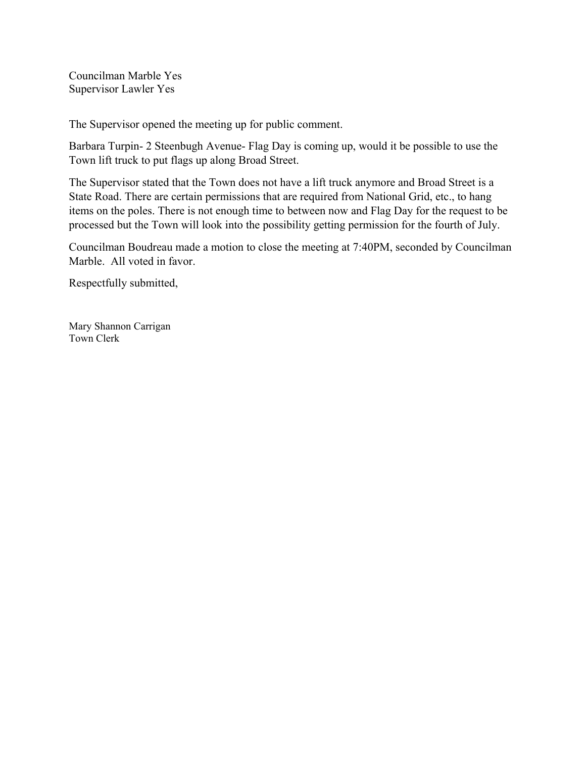Councilman Marble Yes
Supervisor Lawler Yes

The Supervisor opened the meeting up for public comment.

Barbara Turpin- 2 Steenbugh Avenue- Flag Day is coming up, would it be possible to use the Town lift truck to put flags up along Broad Street.

The Supervisor stated that the Town does not have a lift truck anymore and Broad Street is a State Road. There are certain permissions that are required from National Grid, etc., to hang items on the poles. There is not enough time to between now and Flag Day for the request to be processed but the Town will look into the possibility getting permission for the fourth of July.

Councilman Boudreau made a motion to close the meeting at 7:40PM, seconded by Councilman Marble. All voted in favor.

Respectfully submitted,

Mary Shannon Carrigan
Town Clerk